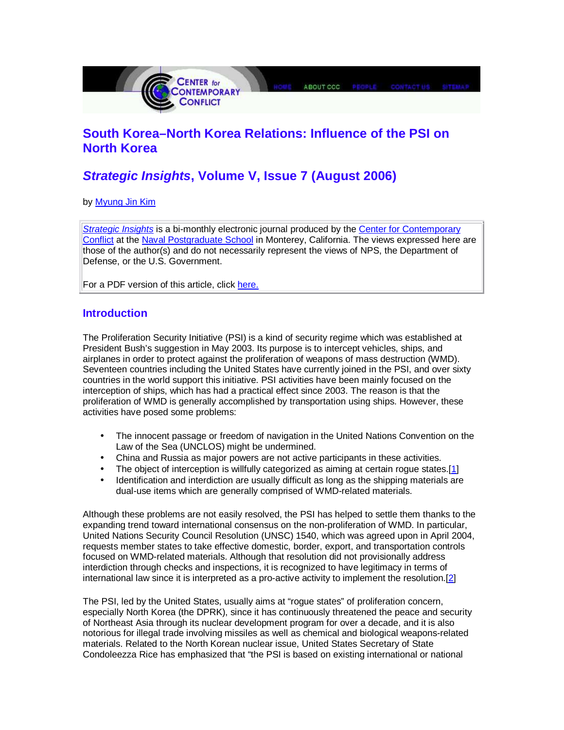# South Korea–North Korea Relations: Influence of the PSI on North Korea

## *Strategic Insights*, Volume V, Issue 7 (August 2006)

by Myung Jin Kim

*Strategic Insights* is a bi-monthly electronic journal produced by the Center for Contemporary Conflict at the Naval Postgraduate School in Monterey, California. The views expressed here are those of the author(s) and do not necessarily represent the views of NPS, the Department of Defense, or the U.S. Government.

For a PDF version of this article, click here.

## Introduction

The Proliferation Security Initiative (PSI) is a kind of security regime which was established at President Bush's suggestion in May 2003. Its purpose is to intercept vehicles, ships, and airplanes in order to protect against the proliferation of weapons of mass destruction (WMD). Seventeen countries including the United States have currently joined in the PSI, and over sixty countries in the world support this initiative. PSI activities have been mainly focused on the interception of ships, which has had a practical effect since 2003. The reason is that the proliferation of WMD is generally accomplished by transportation using ships. However, these activities have posed some problems:

- The innocent passage or freedom of navigation in the United Nations Convention on the Law of the Sea (UNCLOS) might be undermined.
- China and Russia as major powers are not active participants in these activities.
- The object of interception is willfully categorized as aiming at certain rogue states.[1]
- Identification and interdiction are usually difficult as long as the shipping materials are dual-use items which are generally comprised of WMD-related materials.

Although these problems are not easily resolved, the PSI has helped to settle them thanks to the expanding trend toward international consensus on the non-proliferation of WMD. In particular, United Nations Security Council Resolution (UNSC) 1540, which was agreed upon in April 2004, requests member states to take effective domestic, border, export, and transportation controls focused on WMD-related materials. Although that resolution did not provisionally address interdiction through checks and inspections, it is recognized to have legitimacy in terms of international law since it is interpreted as a pro-active activity to implement the resolution.[2]

The PSI, led by the United States, usually aims at "rogue states" of proliferation concern, especially North Korea (the DPRK), since it has continuously threatened the peace and security of Northeast Asia through its nuclear development program for over a decade, and it is also notorious for illegal trade involving missiles as well as chemical and biological weapons-related materials. Related to the North Korean nuclear issue, United States Secretary of State Condoleezza Rice has emphasized that "the PSI is based on existing international or national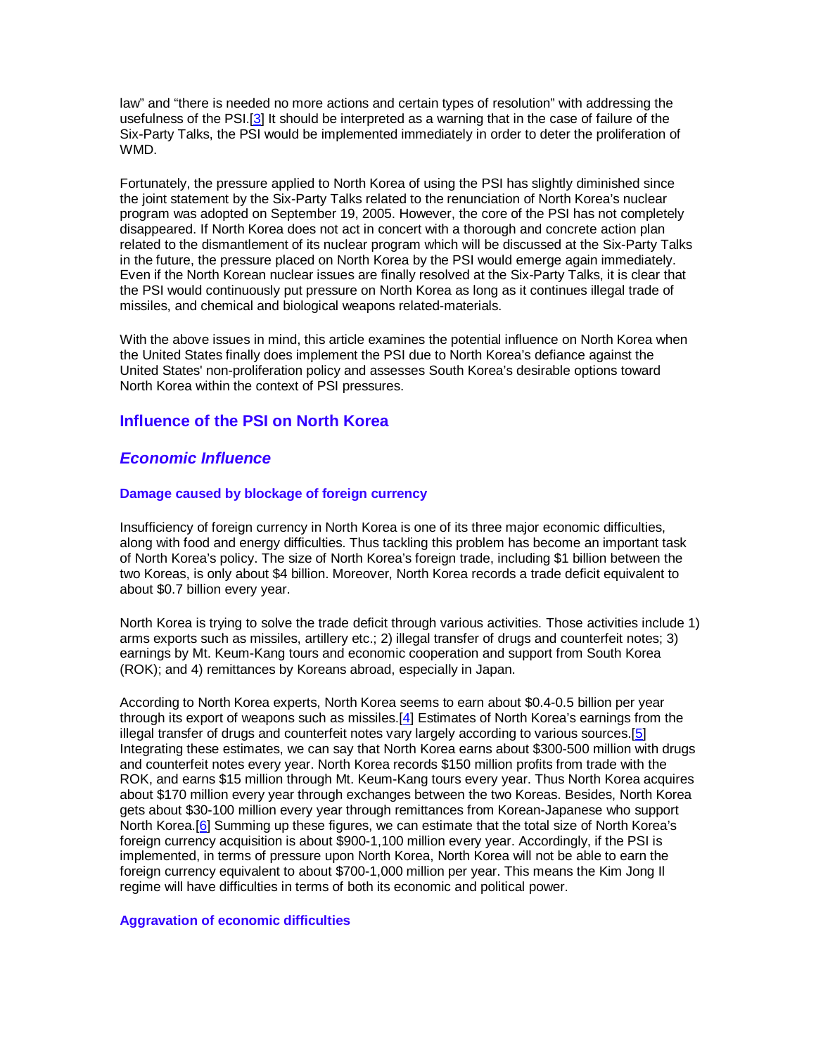law" and "there is needed no more actions and certain types of resolution" with addressing the usefulness of the PSI.[3] It should be interpreted as a warning that in the case of failure of the Six-Party Talks, the PSI would be implemented immediately in order to deter the proliferation of WMD.

Fortunately, the pressure applied to North Korea of using the PSI has slightly diminished since the joint statement by the Six-Party Talks related to the renunciation of North Korea's nuclear program was adopted on September 19, 2005. However, the core of the PSI has not completely disappeared. If North Korea does not act in concert with a thorough and concrete action plan related to the dismantlement of its nuclear program which will be discussed at the Six-Party Talks in the future, the pressure placed on North Korea by the PSI would emerge again immediately. Even if the North Korean nuclear issues are finally resolved at the Six-Party Talks, it is clear that the PSI would continuously put pressure on North Korea as long as it continues illegal trade of missiles, and chemical and biological weapons related-materials.

With the above issues in mind, this article examines the potential influence on North Korea when the United States finally does implement the PSI due to North Korea's defiance against the United States' non-proliferation policy and assesses South Korea's desirable options toward North Korea within the context of PSI pressures.

## Influence of the PSI on North Korea

### *Economic Influence*

#### Damage caused by blockage of foreign currency

Insufficiency of foreign currency in North Korea is one of its three major economic difficulties, along with food and energy difficulties. Thus tackling this problem has become an important task of North Korea's policy. The size of North Korea's foreign trade, including $1 billion between the two Koreas, is only about $4 billion. Moreover, North Korea records a trade deficit equivalent to about $0.7 billion every year.

North Korea is trying to solve the trade deficit through various activities. Those activities include 1) arms exports such as missiles, artillery etc.; 2) illegal transfer of drugs and counterfeit notes; 3) earnings by Mt. Keum-Kang tours and economic cooperation and support from South Korea (ROK); and 4) remittances by Koreans abroad, especially in Japan.

According to North Korea experts, North Korea seems to earn about $0.4-0.5 billion per year through its export of weapons such as missiles.[4] Estimates of North Korea's earnings from the illegal transfer of drugs and counterfeit notes vary largely according to various sources.[5] Integrating these estimates, we can say that North Korea earns about $300-500 million with drugs and counterfeit notes every year. North Korea records $150 million profits from trade with the ROK, and earns $15 million through Mt. Keum-Kang tours every year. Thus North Korea acquires about $170 million every year through exchanges between the two Koreas. Besides, North Korea gets about $30-100 million every year through remittances from Korean-Japanese who support North Korea.[6] Summing up these figures, we can estimate that the total size of North Korea's foreign currency acquisition is about $900-1,100 million every year. Accordingly, if the PSI is implemented, in terms of pressure upon North Korea, North Korea will not be able to earn the foreign currency equivalent to about $700-1,000 million per year. This means the Kim Jong Il regime will have difficulties in terms of both its economic and political power.

#### Aggravation of economic difficulties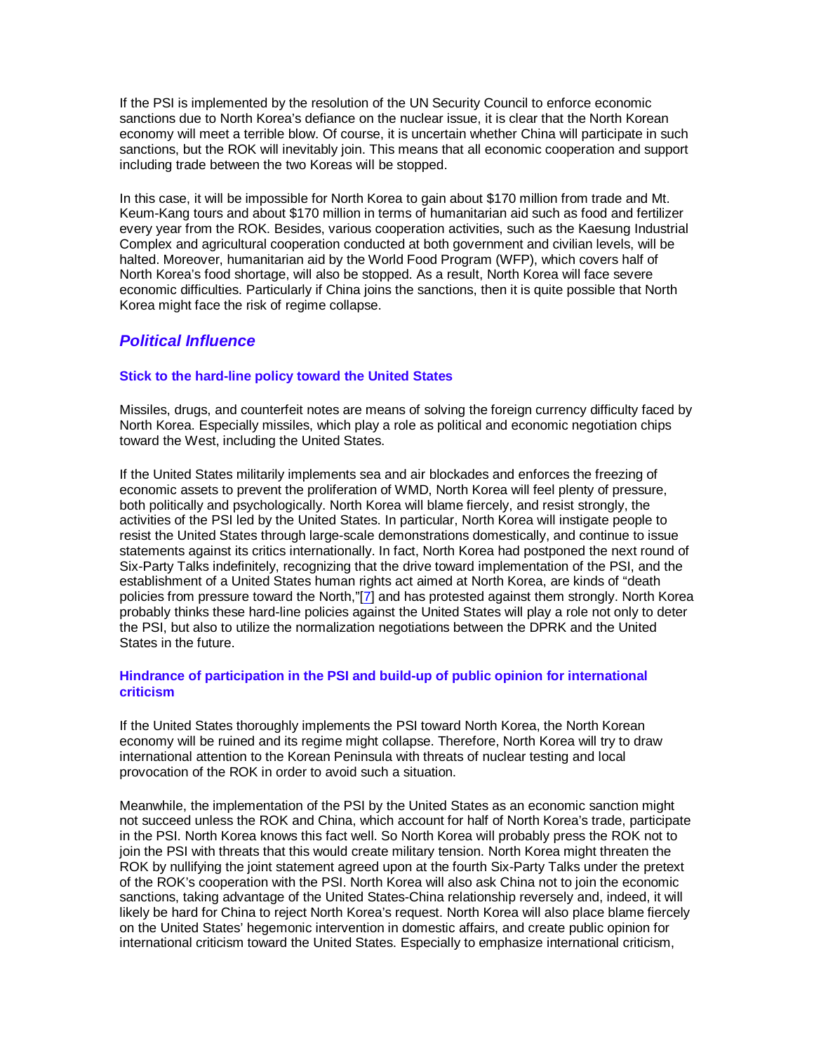If the PSI is implemented by the resolution of the UN Security Council to enforce economic sanctions due to North Korea's defiance on the nuclear issue, it is clear that the North Korean economy will meet a terrible blow. Of course, it is uncertain whether China will participate in such sanctions, but the ROK will inevitably join. This means that all economic cooperation and support including trade between the two Koreas will be stopped.

In this case, it will be impossible for North Korea to gain about $170 million from trade and Mt. Keum-Kang tours and about $170 million in terms of humanitarian aid such as food and fertilizer every year from the ROK. Besides, various cooperation activities, such as the Kaesung Industrial Complex and agricultural cooperation conducted at both government and civilian levels, will be halted. Moreover, humanitarian aid by the World Food Program (WFP), which covers half of North Korea's food shortage, will also be stopped. As a result, North Korea will face severe economic difficulties. Particularly if China joins the sanctions, then it is quite possible that North Korea might face the risk of regime collapse.

## *Political Influence*

### Stick to the hard-line policy toward the United States

Missiles, drugs, and counterfeit notes are means of solving the foreign currency difficulty faced by North Korea. Especially missiles, which play a role as political and economic negotiation chips toward the West, including the United States.

If the United States militarily implements sea and air blockades and enforces the freezing of economic assets to prevent the proliferation of WMD, North Korea will feel plenty of pressure, both politically and psychologically. North Korea will blame fiercely, and resist strongly, the activities of the PSI led by the United States. In particular, North Korea will instigate people to resist the United States through large-scale demonstrations domestically, and continue to issue statements against its critics internationally. In fact, North Korea had postponed the next round of Six-Party Talks indefinitely, recognizing that the drive toward implementation of the PSI, and the establishment of a United States human rights act aimed at North Korea, are kinds of "death policies from pressure toward the North,"[7] and has protested against them strongly. North Korea probably thinks these hard-line policies against the United States will play a role not only to deter the PSI, but also to utilize the normalization negotiations between the DPRK and the United States in the future.

### Hindrance of participation in the PSI and build-up of public opinion for international criticism

If the United States thoroughly implements the PSI toward North Korea, the North Korean economy will be ruined and its regime might collapse. Therefore, North Korea will try to draw international attention to the Korean Peninsula with threats of nuclear testing and local provocation of the ROK in order to avoid such a situation.

Meanwhile, the implementation of the PSI by the United States as an economic sanction might not succeed unless the ROK and China, which account for half of North Korea's trade, participate in the PSI. North Korea knows this fact well. So North Korea will probably press the ROK not to join the PSI with threats that this would create military tension. North Korea might threaten the ROK by nullifying the joint statement agreed upon at the fourth Six-Party Talks under the pretext of the ROK's cooperation with the PSI. North Korea will also ask China not to join the economic sanctions, taking advantage of the United States-China relationship reversely and, indeed, it will likely be hard for China to reject North Korea's request. North Korea will also place blame fiercely on the United States' hegemonic intervention in domestic affairs, and create public opinion for international criticism toward the United States. Especially to emphasize international criticism,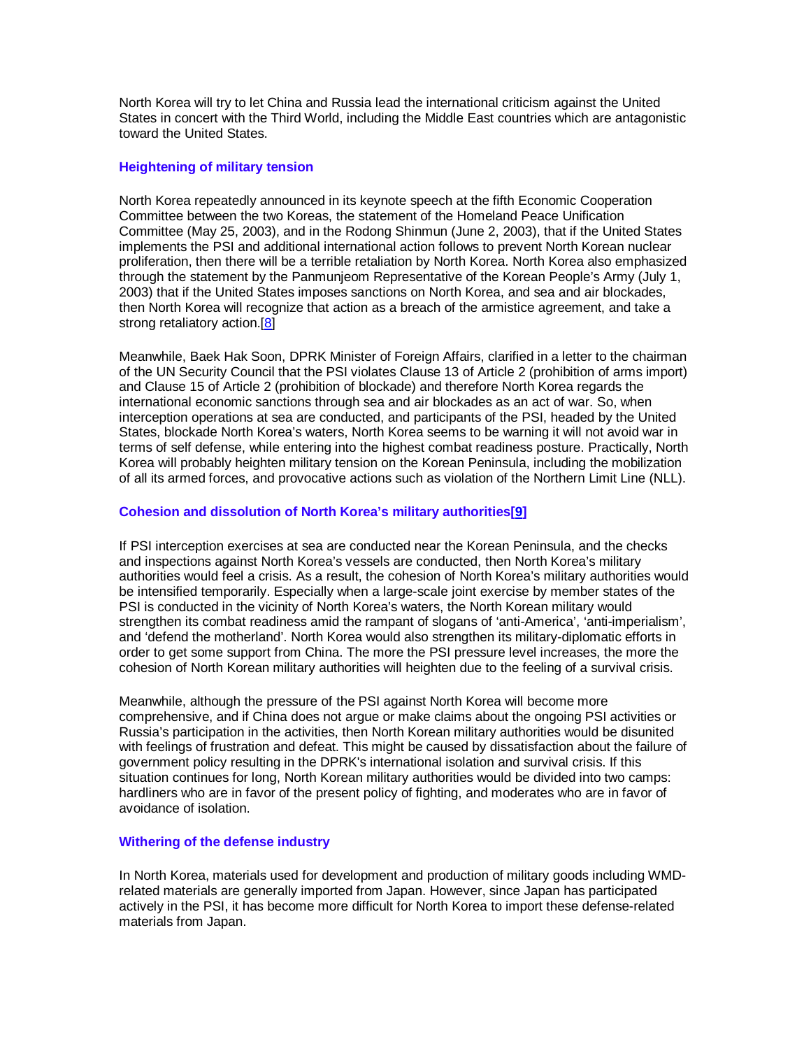North Korea will try to let China and Russia lead the international criticism against the United States in concert with the Third World, including the Middle East countries which are antagonistic toward the United States.

### Heightening of military tension

North Korea repeatedly announced in its keynote speech at the fifth Economic Cooperation Committee between the two Koreas, the statement of the Homeland Peace Unification Committee (May 25, 2003), and in the Rodong Shinmun (June 2, 2003), that if the United States implements the PSI and additional international action follows to prevent North Korean nuclear proliferation, then there will be a terrible retaliation by North Korea. North Korea also emphasized through the statement by the Panmunjeom Representative of the Korean People's Army (July 1, 2003) that if the United States imposes sanctions on North Korea, and sea and air blockades, then North Korea will recognize that action as a breach of the armistice agreement, and take a strong retaliatory action.[8]

Meanwhile, Baek Hak Soon, DPRK Minister of Foreign Affairs, clarified in a letter to the chairman of the UN Security Council that the PSI violates Clause 13 of Article 2 (prohibition of arms import) and Clause 15 of Article 2 (prohibition of blockade) and therefore North Korea regards the international economic sanctions through sea and air blockades as an act of war. So, when interception operations at sea are conducted, and participants of the PSI, headed by the United States, blockade North Korea's waters, North Korea seems to be warning it will not avoid war in terms of self defense, while entering into the highest combat readiness posture. Practically, North Korea will probably heighten military tension on the Korean Peninsula, including the mobilization of all its armed forces, and provocative actions such as violation of the Northern Limit Line (NLL).

### Cohesion and dissolution of North Korea's military authorities[9]

If PSI interception exercises at sea are conducted near the Korean Peninsula, and the checks and inspections against North Korea's vessels are conducted, then North Korea's military authorities would feel a crisis. As a result, the cohesion of North Korea's military authorities would be intensified temporarily. Especially when a large-scale joint exercise by member states of the PSI is conducted in the vicinity of North Korea's waters, the North Korean military would strengthen its combat readiness amid the rampant of slogans of 'anti-America', 'anti-imperialism', and 'defend the motherland'. North Korea would also strengthen its military-diplomatic efforts in order to get some support from China. The more the PSI pressure level increases, the more the cohesion of North Korean military authorities will heighten due to the feeling of a survival crisis.

Meanwhile, although the pressure of the PSI against North Korea will become more comprehensive, and if China does not argue or make claims about the ongoing PSI activities or Russia's participation in the activities, then North Korean military authorities would be disunited with feelings of frustration and defeat. This might be caused by dissatisfaction about the failure of government policy resulting in the DPRK's international isolation and survival crisis. If this situation continues for long, North Korean military authorities would be divided into two camps: hardliners who are in favor of the present policy of fighting, and moderates who are in favor of avoidance of isolation.

### Withering of the defense industry

In North Korea, materials used for development and production of military goods including WMD-related materials are generally imported from Japan. However, since Japan has participated actively in the PSI, it has become more difficult for North Korea to import these defense-related materials from Japan.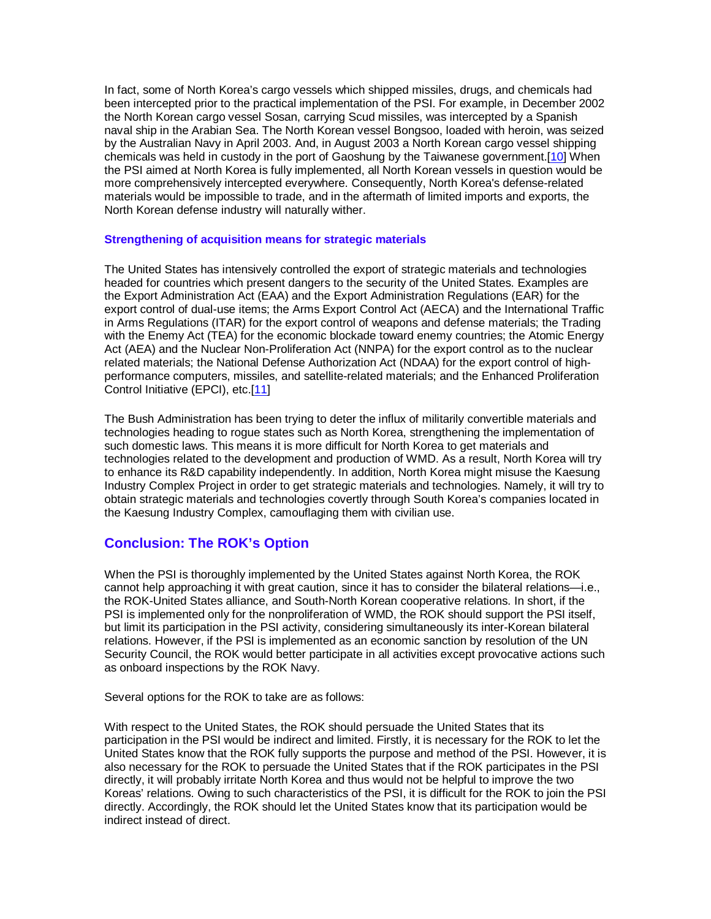In fact, some of North Korea's cargo vessels which shipped missiles, drugs, and chemicals had been intercepted prior to the practical implementation of the PSI. For example, in December 2002 the North Korean cargo vessel Sosan, carrying Scud missiles, was intercepted by a Spanish naval ship in the Arabian Sea. The North Korean vessel Bongsoo, loaded with heroin, was seized by the Australian Navy in April 2003. And, in August 2003 a North Korean cargo vessel shipping chemicals was held in custody in the port of Gaoshung by the Taiwanese government.[10] When the PSI aimed at North Korea is fully implemented, all North Korean vessels in question would be more comprehensively intercepted everywhere. Consequently, North Korea's defense-related materials would be impossible to trade, and in the aftermath of limited imports and exports, the North Korean defense industry will naturally wither.

### Strengthening of acquisition means for strategic materials

The United States has intensively controlled the export of strategic materials and technologies headed for countries which present dangers to the security of the United States. Examples are the Export Administration Act (EAA) and the Export Administration Regulations (EAR) for the export control of dual-use items; the Arms Export Control Act (AECA) and the International Traffic in Arms Regulations (ITAR) for the export control of weapons and defense materials; the Trading with the Enemy Act (TEA) for the economic blockade toward enemy countries; the Atomic Energy Act (AEA) and the Nuclear Non-Proliferation Act (NNPA) for the export control as to the nuclear related materials; the National Defense Authorization Act (NDAA) for the export control of high-performance computers, missiles, and satellite-related materials; and the Enhanced Proliferation Control Initiative (EPCI), etc.[11]

The Bush Administration has been trying to deter the influx of militarily convertible materials and technologies heading to rogue states such as North Korea, strengthening the implementation of such domestic laws. This means it is more difficult for North Korea to get materials and technologies related to the development and production of WMD. As a result, North Korea will try to enhance its R&D capability independently. In addition, North Korea might misuse the Kaesung Industry Complex Project in order to get strategic materials and technologies. Namely, it will try to obtain strategic materials and technologies covertly through South Korea's companies located in the Kaesung Industry Complex, camouflaging them with civilian use.

## Conclusion: The ROK's Option

When the PSI is thoroughly implemented by the United States against North Korea, the ROK cannot help approaching it with great caution, since it has to consider the bilateral relations—i.e., the ROK-United States alliance, and South-North Korean cooperative relations. In short, if the PSI is implemented only for the nonproliferation of WMD, the ROK should support the PSI itself, but limit its participation in the PSI activity, considering simultaneously its inter-Korean bilateral relations. However, if the PSI is implemented as an economic sanction by resolution of the UN Security Council, the ROK would better participate in all activities except provocative actions such as onboard inspections by the ROK Navy.

Several options for the ROK to take are as follows:

With respect to the United States, the ROK should persuade the United States that its participation in the PSI would be indirect and limited. Firstly, it is necessary for the ROK to let the United States know that the ROK fully supports the purpose and method of the PSI. However, it is also necessary for the ROK to persuade the United States that if the ROK participates in the PSI directly, it will probably irritate North Korea and thus would not be helpful to improve the two Koreas' relations. Owing to such characteristics of the PSI, it is difficult for the ROK to join the PSI directly. Accordingly, the ROK should let the United States know that its participation would be indirect instead of direct.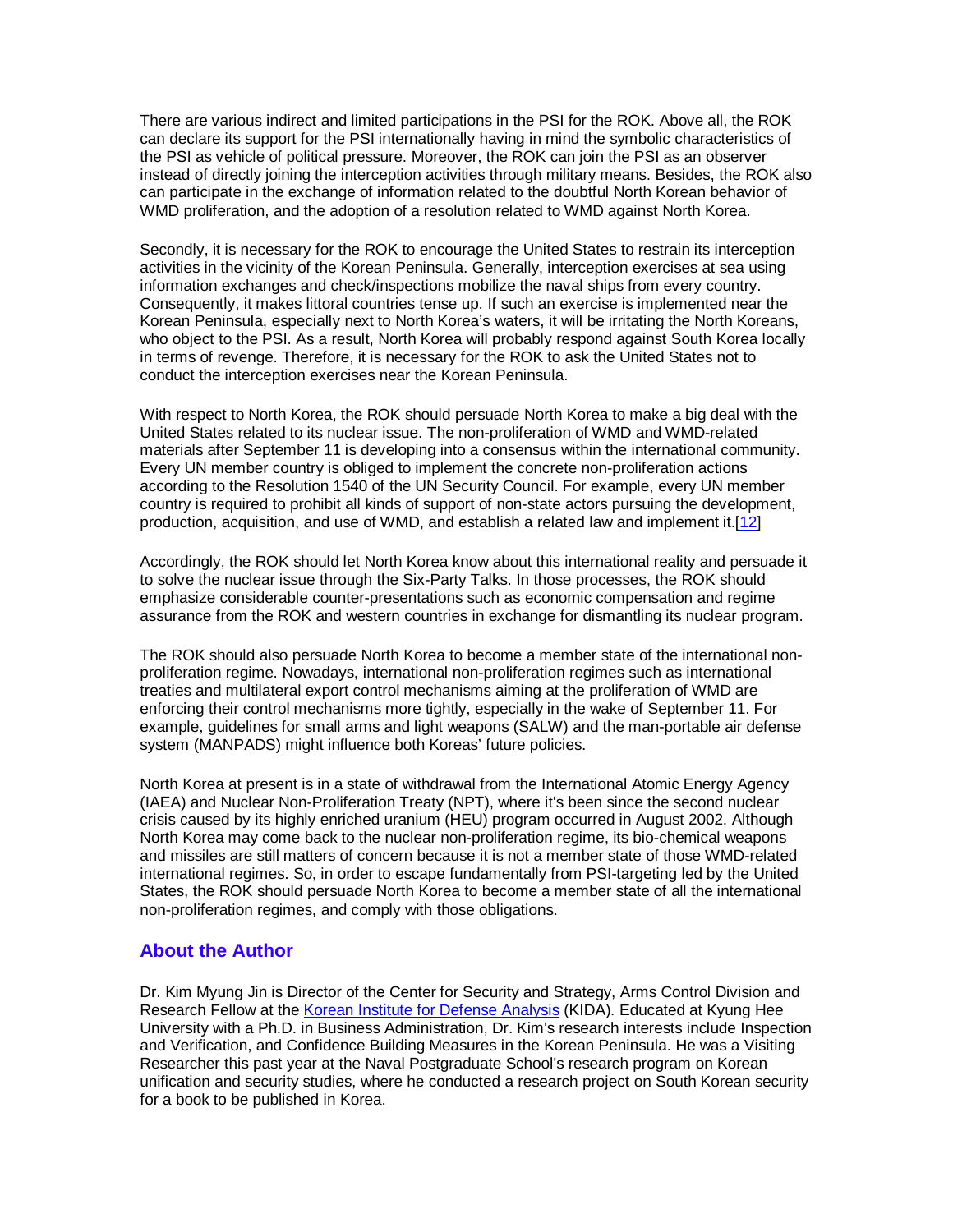There are various indirect and limited participations in the PSI for the ROK. Above all, the ROK can declare its support for the PSI internationally having in mind the symbolic characteristics of the PSI as vehicle of political pressure. Moreover, the ROK can join the PSI as an observer instead of directly joining the interception activities through military means. Besides, the ROK also can participate in the exchange of information related to the doubtful North Korean behavior of WMD proliferation, and the adoption of a resolution related to WMD against North Korea.

Secondly, it is necessary for the ROK to encourage the United States to restrain its interception activities in the vicinity of the Korean Peninsula. Generally, interception exercises at sea using information exchanges and check/inspections mobilize the naval ships from every country. Consequently, it makes littoral countries tense up. If such an exercise is implemented near the Korean Peninsula, especially next to North Korea's waters, it will be irritating the North Koreans, who object to the PSI. As a result, North Korea will probably respond against South Korea locally in terms of revenge. Therefore, it is necessary for the ROK to ask the United States not to conduct the interception exercises near the Korean Peninsula.

With respect to North Korea, the ROK should persuade North Korea to make a big deal with the United States related to its nuclear issue. The non-proliferation of WMD and WMD-related materials after September 11 is developing into a consensus within the international community. Every UN member country is obliged to implement the concrete non-proliferation actions according to the Resolution 1540 of the UN Security Council. For example, every UN member country is required to prohibit all kinds of support of non-state actors pursuing the development, production, acquisition, and use of WMD, and establish a related law and implement it.[12]

Accordingly, the ROK should let North Korea know about this international reality and persuade it to solve the nuclear issue through the Six-Party Talks. In those processes, the ROK should emphasize considerable counter-presentations such as economic compensation and regime assurance from the ROK and western countries in exchange for dismantling its nuclear program.

The ROK should also persuade North Korea to become a member state of the international non-proliferation regime. Nowadays, international non-proliferation regimes such as international treaties and multilateral export control mechanisms aiming at the proliferation of WMD are enforcing their control mechanisms more tightly, especially in the wake of September 11. For example, guidelines for small arms and light weapons (SALW) and the man-portable air defense system (MANPADS) might influence both Koreas' future policies.

North Korea at present is in a state of withdrawal from the International Atomic Energy Agency (IAEA) and Nuclear Non-Proliferation Treaty (NPT), where it's been since the second nuclear crisis caused by its highly enriched uranium (HEU) program occurred in August 2002. Although North Korea may come back to the nuclear non-proliferation regime, its bio-chemical weapons and missiles are still matters of concern because it is not a member state of those WMD-related international regimes. So, in order to escape fundamentally from PSI-targeting led by the United States, the ROK should persuade North Korea to become a member state of all the international non-proliferation regimes, and comply with those obligations.

## About the Author

Dr. Kim Myung Jin is Director of the Center for Security and Strategy, Arms Control Division and Research Fellow at the Korean Institute for Defense Analysis (KIDA). Educated at Kyung Hee University with a Ph.D. in Business Administration, Dr. Kim's research interests include Inspection and Verification, and Confidence Building Measures in the Korean Peninsula. He was a Visiting Researcher this past year at the Naval Postgraduate School's research program on Korean unification and security studies, where he conducted a research project on South Korean security for a book to be published in Korea.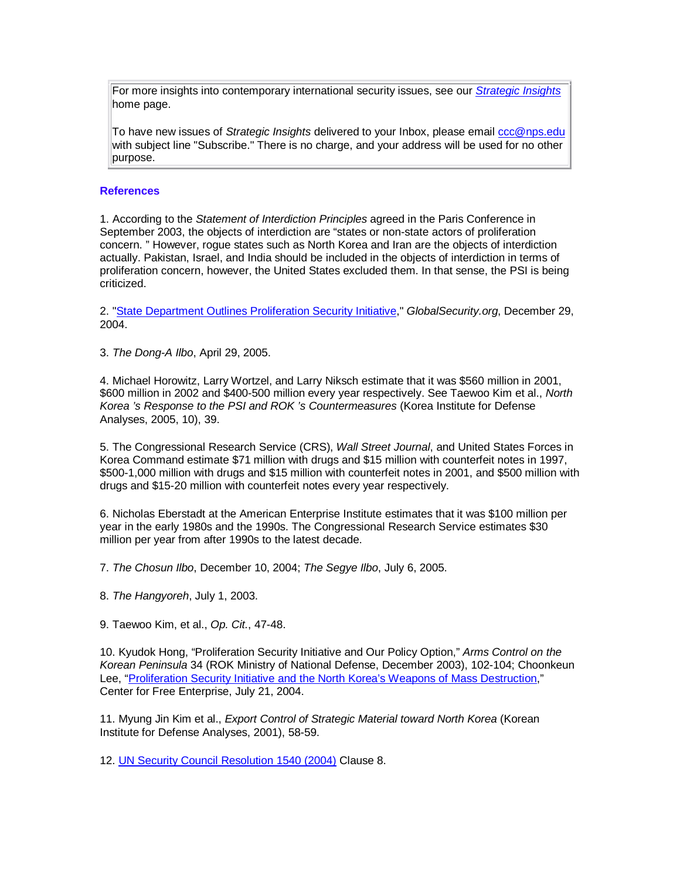For more insights into contemporary international security issues, see our *[Strategic Insights](#)* home page.

To have new issues of *Strategic Insights* delivered to your Inbox, please email [ccc@nps.edu](mailto:ccc@nps.edu) with subject line "Subscribe." There is no charge, and your address will be used for no other purpose.

### References

1. According to the *Statement of Interdiction Principles* agreed in the Paris Conference in September 2003, the objects of interdiction are "states or non-state actors of proliferation concern. " However, rogue states such as North Korea and Iran are the objects of interdiction actually. Pakistan, Israel, and India should be included in the objects of interdiction in terms of proliferation concern, however, the United States excluded them. In that sense, the PSI is being criticized.

2. "[State Department Outlines Proliferation Security Initiative](#)," *GlobalSecurity.org*, December 29, 2004.

3. *The Dong-A Ilbo*, April 29, 2005.

4. Michael Horowitz, Larry Wortzel, and Larry Niksch estimate that it was $560 million in 2001, $600 million in 2002 and $400-500 million every year respectively. See Taewoo Kim et al., *North Korea 's Response to the PSI and ROK 's Countermeasures* (Korea Institute for Defense Analyses, 2005, 10), 39.

5. The Congressional Research Service (CRS), *Wall Street Journal*, and United States Forces in Korea Command estimate $71 million with drugs and $15 million with counterfeit notes in 1997, $500-1,000 million with drugs and $15 million with counterfeit notes in 2001, and $500 million with drugs and $15-20 million with counterfeit notes every year respectively.

6. Nicholas Eberstadt at the American Enterprise Institute estimates that it was $100 million per year in the early 1980s and the 1990s. The Congressional Research Service estimates $30 million per year from after 1990s to the latest decade.

7. *The Chosun Ilbo*, December 10, 2004; *The Segye Ilbo*, July 6, 2005.

8. *The Hangyoreh*, July 1, 2003.

9. Taewoo Kim, et al., *Op. Cit.*, 47-48.

10. Kyudok Hong, "Proliferation Security Initiative and Our Policy Option," *Arms Control on the Korean Peninsula* 34 (ROK Ministry of National Defense, December 2003), 102-104; Choonkeun Lee, "[Proliferation Security Initiative and the North Korea's Weapons of Mass Destruction](#)," Center for Free Enterprise, July 21, 2004.

11. Myung Jin Kim et al., *Export Control of Strategic Material toward North Korea* (Korean Institute for Defense Analyses, 2001), 58-59.

12. [UN Security Council Resolution 1540 (2004)](#) Clause 8.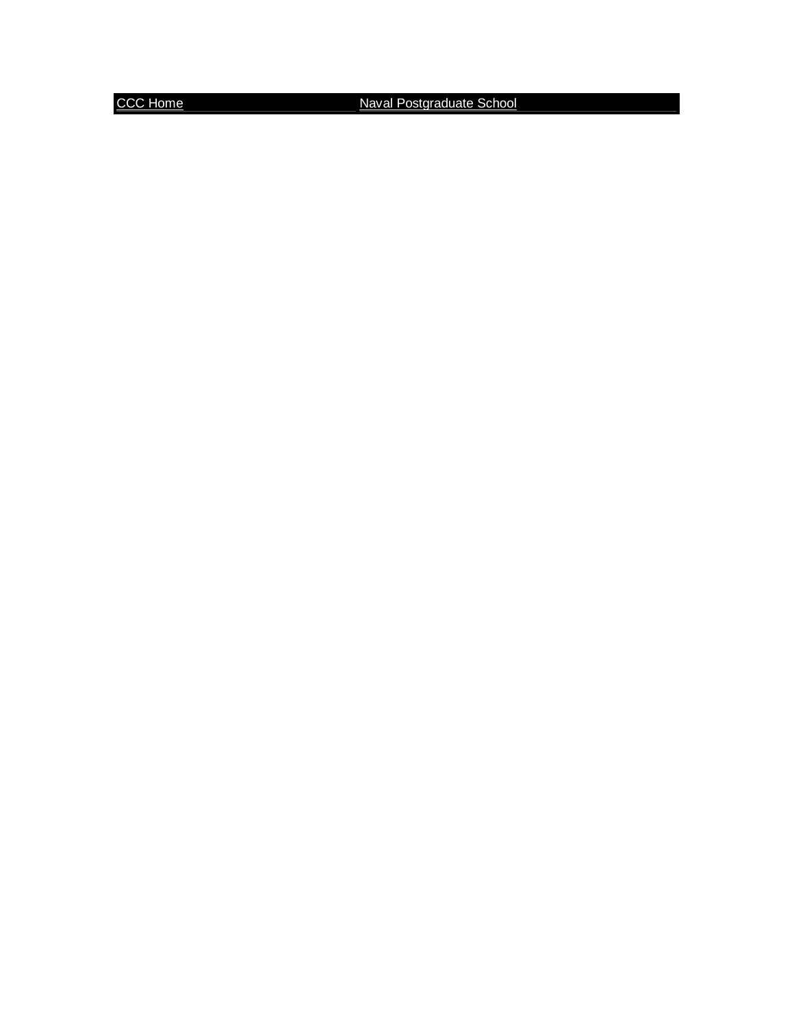| | |
|---|---|
| [CCC Home] | [Naval Postgraduate School] |